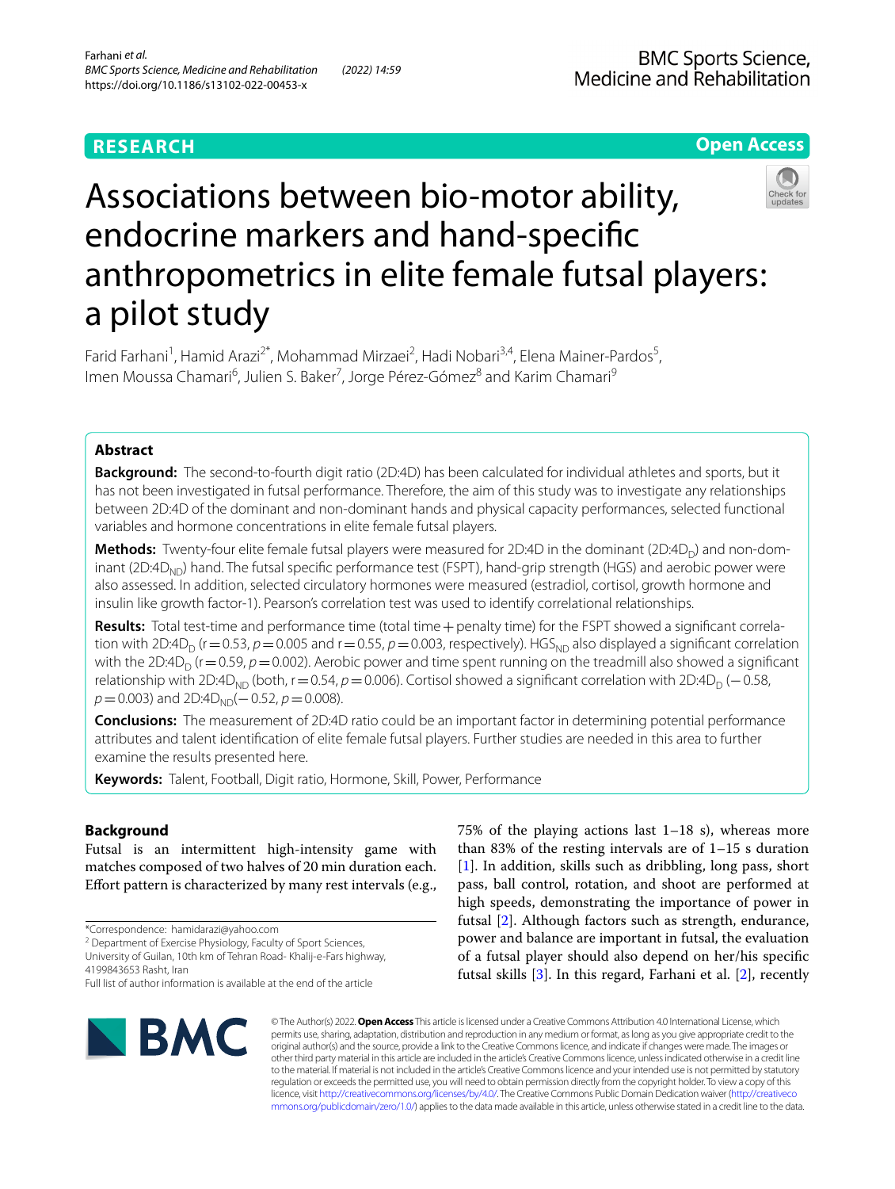RESEARCH

Open Access

# Associations between bio-motor ability, endocrine markers and hand-specific anthropometrics in elite female futsal players: a pilot study

Farid Farhani[1], Hamid Arazi[2*], Mohammad Mirzaei[2], Hadi Nobari[3,4], Elena Mainer-Pardos[5], Imen Moussa Chamari[6], Julien S. Baker[7], Jorge Pérez-Gómez[8] and Karim Chamari[9]

## Abstract

**Background:** The second-to-fourth digit ratio (2D:4D) has been calculated for individual athletes and sports, but it has not been investigated in futsal performance. Therefore, the aim of this study was to investigate any relationships between 2D:4D of the dominant and non-dominant hands and physical capacity performances, selected functional variables and hormone concentrations in elite female futsal players.

**Methods:** Twenty-four elite female futsal players were measured for 2D:4D in the dominant ($2D:4D_D$) and non-dominant ($2D:4D_{ND}$) hand. The futsal specific performance test (FSPT), hand-grip strength (HGS) and aerobic power were also assessed. In addition, selected circulatory hormones were measured (estradiol, cortisol, growth hormone and insulin like growth factor-1). Pearson's correlation test was used to identify correlational relationships.

**Results:** Total test-time and performance time (total time + penalty time) for the FSPT showed a significant correlation with $2D:4D_D$ ($r = 0.53$, $p = 0.005$ and $r = 0.55$, $p = 0.003$, respectively). $HGS_{ND}$ also displayed a significant correlation with the $2D:4D_D$ ($r = 0.59$, $p = 0.002$). Aerobic power and time spent running on the treadmill also showed a significant relationship with $2D:4D_{ND}$ (both, $r = 0.54$, $p = 0.006$). Cortisol showed a significant correlation with $2D:4D_D$ ($-0.58$, $p = 0.003$) and $2D:4D_{ND}$ ($-0.52$, $p = 0.008$).

**Conclusions:** The measurement of 2D:4D ratio could be an important factor in determining potential performance attributes and talent identification of elite female futsal players. Further studies are needed in this area to further examine the results presented here.

**Keywords:** Talent, Football, Digit ratio, Hormone, Skill, Power, Performance

## Background

Futsal is an intermittent high-intensity game with matches composed of two halves of 20 min duration each. Effort pattern is characterized by many rest intervals (e.g., 75% of the playing actions last 1–18 s), whereas more than 83% of the resting intervals are of 1–15 s duration [1]. In addition, skills such as dribbling, long pass, short pass, ball control, rotation, and shoot are performed at high speeds, demonstrating the importance of power in futsal [2]. Although factors such as strength, endurance, power and balance are important in futsal, the evaluation of a futsal player should also depend on her/his specific futsal skills [3]. In this regard, Farhani et al. [2], recently

*Correspondence: hamidarazi@yahoo.com

[2] Department of Exercise Physiology, Faculty of Sport Sciences, University of Guilan, 10th km of Tehran Road- Khalij-e-Fars highway, 4199843653 Rasht, Iran

Full list of author information is available at the end of the article

© The Author(s) 2022. **Open Access** This article is licensed under a Creative Commons Attribution 4.0 International License, which permits use, sharing, adaptation, distribution and reproduction in any medium or format, as long as you give appropriate credit to the original author(s) and the source, provide a link to the Creative Commons licence, and indicate if changes were made. The images or other third party material in this article are included in the article's Creative Commons licence, unless indicated otherwise in a credit line to the material. If material is not included in the article's Creative Commons licence and your intended use is not permitted by statutory regulation or exceeds the permitted use, you will need to obtain permission directly from the copyright holder. To view a copy of this licence, visit http://creativecommons.org/licenses/by/4.0/. The Creative Commons Public Domain Dedication waiver (http://creativecommons.org/publicdomain/zero/1.0/) applies to the data made available in this article, unless otherwise stated in a credit line to the data.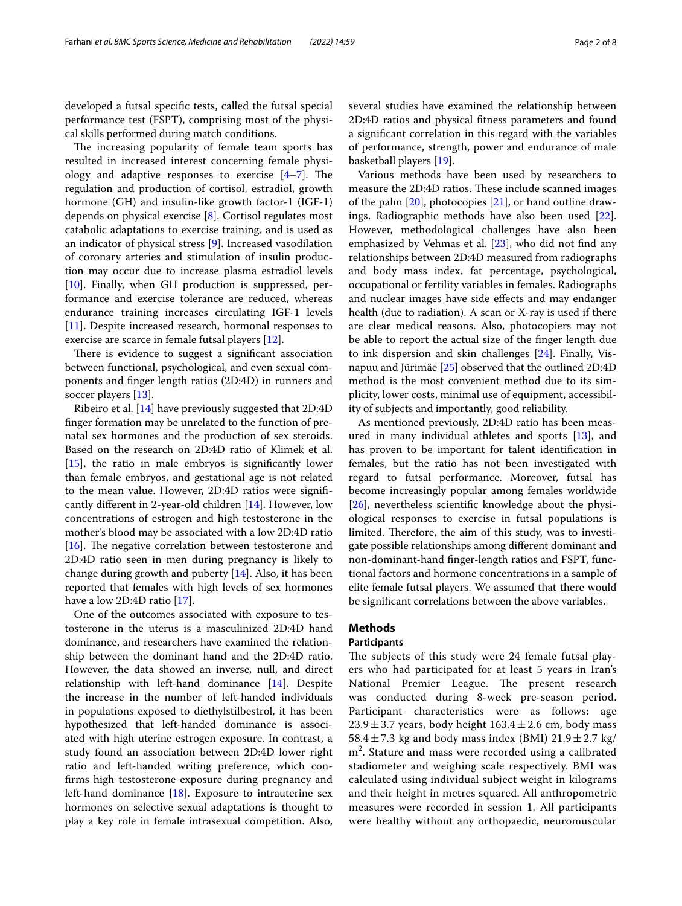developed a futsal specific tests, called the futsal special performance test (FSPT), comprising most of the physical skills performed during match conditions.

The increasing popularity of female team sports has resulted in increased interest concerning female physiology and adaptive responses to exercise [4–7]. The regulation and production of cortisol, estradiol, growth hormone (GH) and insulin-like growth factor-1 (IGF-1) depends on physical exercise [8]. Cortisol regulates most catabolic adaptations to exercise training, and is used as an indicator of physical stress [9]. Increased vasodilation of coronary arteries and stimulation of insulin production may occur due to increase plasma estradiol levels [10]. Finally, when GH production is suppressed, performance and exercise tolerance are reduced, whereas endurance training increases circulating IGF-1 levels [11]. Despite increased research, hormonal responses to exercise are scarce in female futsal players [12].

There is evidence to suggest a significant association between functional, psychological, and even sexual components and finger length ratios (2D:4D) in runners and soccer players [13].

Ribeiro et al. [14] have previously suggested that 2D:4D finger formation may be unrelated to the function of prenatal sex hormones and the production of sex steroids. Based on the research on 2D:4D ratio of Klimek et al. [15], the ratio in male embryos is significantly lower than female embryos, and gestational age is not related to the mean value. However, 2D:4D ratios were significantly different in 2-year-old children [14]. However, low concentrations of estrogen and high testosterone in the mother's blood may be associated with a low 2D:4D ratio [16]. The negative correlation between testosterone and 2D:4D ratio seen in men during pregnancy is likely to change during growth and puberty [14]. Also, it has been reported that females with high levels of sex hormones have a low 2D:4D ratio [17].

One of the outcomes associated with exposure to testosterone in the uterus is a masculinized 2D:4D hand dominance, and researchers have examined the relationship between the dominant hand and the 2D:4D ratio. However, the data showed an inverse, null, and direct relationship with left-hand dominance [14]. Despite the increase in the number of left-handed individuals in populations exposed to diethylstilbestrol, it has been hypothesized that left-handed dominance is associated with high uterine estrogen exposure. In contrast, a study found an association between 2D:4D lower right ratio and left-handed writing preference, which confirms high testosterone exposure during pregnancy and left-hand dominance [18]. Exposure to intrauterine sex hormones on selective sexual adaptations is thought to play a key role in female intrasexual competition. Also, several studies have examined the relationship between 2D:4D ratios and physical fitness parameters and found a significant correlation in this regard with the variables of performance, strength, power and endurance of male basketball players [19].

Various methods have been used by researchers to measure the 2D:4D ratios. These include scanned images of the palm [20], photocopies [21], or hand outline drawings. Radiographic methods have also been used [22]. However, methodological challenges have also been emphasized by Vehmas et al. [23], who did not find any relationships between 2D:4D measured from radiographs and body mass index, fat percentage, psychological, occupational or fertility variables in females. Radiographs and nuclear images have side effects and may endanger health (due to radiation). A scan or X-ray is used if there are clear medical reasons. Also, photocopiers may not be able to report the actual size of the finger length due to ink dispersion and skin challenges [24]. Finally, Visnapuu and Jürimäe [25] observed that the outlined 2D:4D method is the most convenient method due to its simplicity, lower costs, minimal use of equipment, accessibility of subjects and importantly, good reliability.

As mentioned previously, 2D:4D ratio has been measured in many individual athletes and sports [13], and has proven to be important for talent identification in females, but the ratio has not been investigated with regard to futsal performance. Moreover, futsal has become increasingly popular among females worldwide [26], nevertheless scientific knowledge about the physiological responses to exercise in futsal populations is limited. Therefore, the aim of this study, was to investigate possible relationships among different dominant and non-dominant-hand finger-length ratios and FSPT, functional factors and hormone concentrations in a sample of elite female futsal players. We assumed that there would be significant correlations between the above variables.

## Methods

### Participants

The subjects of this study were 24 female futsal players who had participated for at least 5 years in Iran's National Premier League. The present research was conducted during 8-week pre-season period. Participant characteristics were as follows: age 23.9 ± 3.7 years, body height 163.4 ± 2.6 cm, body mass 58.4 ± 7.3 kg and body mass index (BMI) 21.9 ± 2.7 kg/m$^2$. Stature and mass were recorded using a calibrated stadiometer and weighing scale respectively. BMI was calculated using individual subject weight in kilograms and their height in metres squared. All anthropometric measures were recorded in session 1. All participants were healthy without any orthopaedic, neuromuscular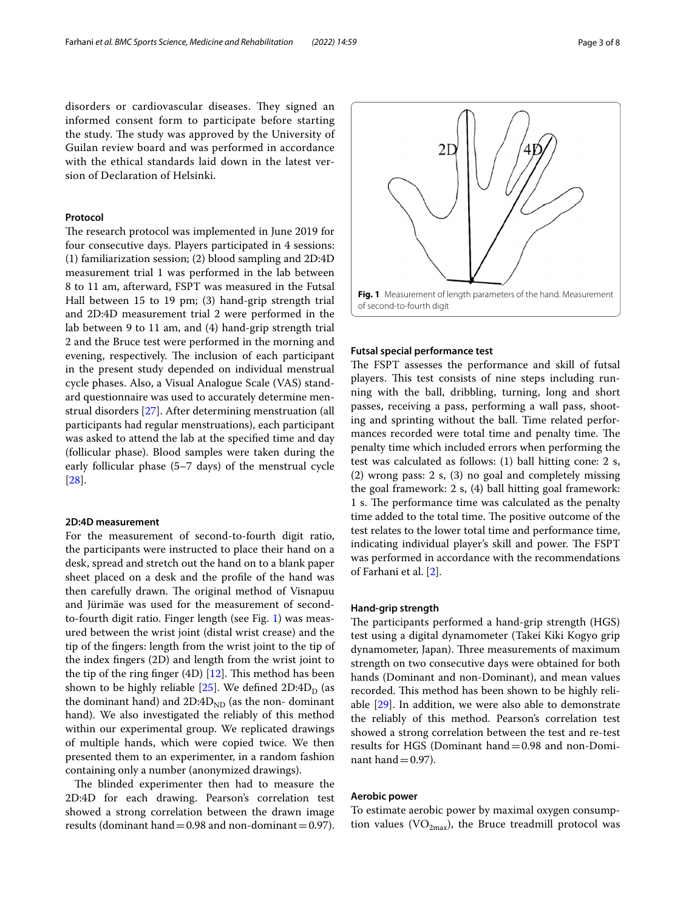disorders or cardiovascular diseases. They signed an informed consent form to participate before starting the study. The study was approved by the University of Guilan review board and was performed in accordance with the ethical standards laid down in the latest version of Declaration of Helsinki.

### Protocol

The research protocol was implemented in June 2019 for four consecutive days. Players participated in 4 sessions: (1) familiarization session; (2) blood sampling and 2D:4D measurement trial 1 was performed in the lab between 8 to 11 am, afterward, FSPT was measured in the Futsal Hall between 15 to 19 pm; (3) hand-grip strength trial and 2D:4D measurement trial 2 were performed in the lab between 9 to 11 am, and (4) hand-grip strength trial 2 and the Bruce test were performed in the morning and evening, respectively. The inclusion of each participant in the present study depended on individual menstrual cycle phases. Also, a Visual Analogue Scale (VAS) standard questionnaire was used to accurately determine menstrual disorders [27]. After determining menstruation (all participants had regular menstruations), each participant was asked to attend the lab at the specified time and day (follicular phase). Blood samples were taken during the early follicular phase (5–7 days) of the menstrual cycle [28].

### 2D:4D measurement

For the measurement of second-to-fourth digit ratio, the participants were instructed to place their hand on a desk, spread and stretch out the hand on to a blank paper sheet placed on a desk and the profile of the hand was then carefully drawn. The original method of Visnapuu and Jürimäe was used for the measurement of second-to-fourth digit ratio. Finger length (see Fig. 1) was measured between the wrist joint (distal wrist crease) and the tip of the fingers: length from the wrist joint to the tip of the index fingers (2D) and length from the wrist joint to the tip of the ring finger (4D) [12]. This method has been shown to be highly reliable [25]. We defined $2D{:}4D_D$ (as the dominant hand) and $2D{:}4D_{ND}$ (as the non- dominant hand). We also investigated the reliably of this method within our experimental group. We replicated drawings of multiple hands, which were copied twice. We then presented them to an experimenter, in a random fashion containing only a number (anonymized drawings).

The blinded experimenter then had to measure the 2D:4D for each drawing. Pearson's correlation test showed a strong correlation between the drawn image results (dominant hand = 0.98 and non-dominant = 0.97).

2D

4D

**Fig. 1** Measurement of length parameters of the hand. Measurement of second-to-fourth digit

### Futsal special performance test

The FSPT assesses the performance and skill of futsal players. This test consists of nine steps including running with the ball, dribbling, turning, long and short passes, receiving a pass, performing a wall pass, shooting and sprinting without the ball. Time related performances recorded were total time and penalty time. The penalty time which included errors when performing the test was calculated as follows: (1) ball hitting cone: 2 s, (2) wrong pass: 2 s, (3) no goal and completely missing the goal framework: 2 s, (4) ball hitting goal framework: 1 s. The performance time was calculated as the penalty time added to the total time. The positive outcome of the test relates to the lower total time and performance time, indicating individual player's skill and power. The FSPT was performed in accordance with the recommendations of Farhani et al. [2].

### Hand-grip strength

The participants performed a hand-grip strength (HGS) test using a digital dynamometer (Takei Kiki Kogyo grip dynamometer, Japan). Three measurements of maximum strength on two consecutive days were obtained for both hands (Dominant and non-Dominant), and mean values recorded. This method has been shown to be highly reliable [29]. In addition, we were also able to demonstrate the reliably of this method. Pearson's correlation test showed a strong correlation between the test and re-test results for HGS (Dominant hand = 0.98 and non-Dominant hand = 0.97).

### Aerobic power

To estimate aerobic power by maximal oxygen consumption values ($VO_{2max}$), the Bruce treadmill protocol was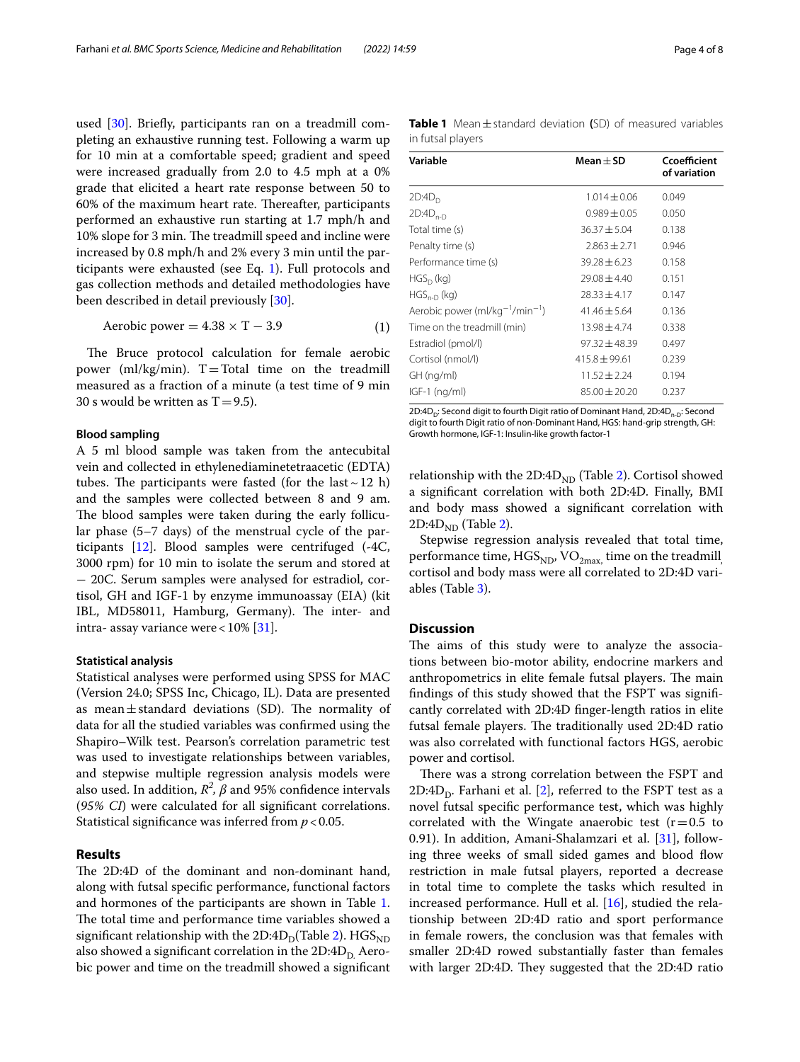used [30]. Briefly, participants ran on a treadmill completing an exhaustive running test. Following a warm up for 10 min at a comfortable speed; gradient and speed were increased gradually from 2.0 to 4.5 mph at a 0% grade that elicited a heart rate response between 50 to 60% of the maximum heart rate. Thereafter, participants performed an exhaustive run starting at 1.7 mph/h and 10% slope for 3 min. The treadmill speed and incline were increased by 0.8 mph/h and 2% every 3 min until the participants were exhausted (see Eq. 1). Full protocols and gas collection methods and detailed methodologies have been described in detail previously [30].

$$\text{Aerobic power} = 4.38 \times \text{T} - 3.9 \tag{1}$$

The Bruce protocol calculation for female aerobic power (ml/kg/min). T = Total time on the treadmill measured as a fraction of a minute (a test time of 9 min 30 s would be written as T = 9.5).

### Blood sampling

A 5 ml blood sample was taken from the antecubital vein and collected in ethylenediaminetetraacetic (EDTA) tubes. The participants were fasted (for the last ~ 12 h) and the samples were collected between 8 and 9 am. The blood samples were taken during the early follicular phase (5–7 days) of the menstrual cycle of the participants [12]. Blood samples were centrifuged (-4C, 3000 rpm) for 10 min to isolate the serum and stored at − 20C. Serum samples were analysed for estradiol, cortisol, GH and IGF-1 by enzyme immunoassay (EIA) (kit IBL, MD58011, Hamburg, Germany). The inter- and intra- assay variance were < 10% [31].

### Statistical analysis

Statistical analyses were performed using SPSS for MAC (Version 24.0; SPSS Inc, Chicago, IL). Data are presented as mean ± standard deviations (SD). The normality of data for all the studied variables was confirmed using the Shapiro–Wilk test. Pearson's correlation parametric test was used to investigate relationships between variables, and stepwise multiple regression analysis models were also used. In addition, $R^2$, $\beta$ and 95% confidence intervals (*95% CI*) were calculated for all significant correlations. Statistical significance was inferred from $p < 0.05$.

## Results

The 2D:4D of the dominant and non-dominant hand, along with futsal specific performance, functional factors and hormones of the participants are shown in Table 1. The total time and performance time variables showed a significant relationship with the $2D:4D_D$(Table 2). $HGS_{ND}$ also showed a significant correlation in the $2D:4D_D$. Aerobic power and time on the treadmill showed a significant relationship with the $2D:4D_{ND}$ (Table 2). Cortisol showed a significant correlation with both 2D:4D. Finally, BMI and body mass showed a significant correlation with $2D:4D_{ND}$ (Table 2).

Stepwise regression analysis revealed that total time, performance time, $HGS_{ND}$, $VO_{2max}$, time on the treadmill, cortisol and body mass were all correlated to 2D:4D variables (Table 3).

**Table 1** Mean ± standard deviation (SD) of measured variables in futsal players

| Variable | Mean ± SD | Ccoefficient of variation |
|---|---|---|
| $2D:4D_D$ | 1.014 ± 0.06 | 0.049 |
| $2D:4D_{n-D}$ | 0.989 ± 0.05 | 0.050 |
| Total time (s) | 36.37 ± 5.04 | 0.138 |
| Penalty time (s) | 2.863 ± 2.71 | 0.946 |
| Performance time (s) | 39.28 ± 6.23 | 0.158 |
| $HGS_D$ (kg) | 29.08 ± 4.40 | 0.151 |
| $HGS_{n-D}$ (kg) | 28.33 ± 4.17 | 0.147 |
| Aerobic power ($ml/kg^{-1}/min^{-1}$) | 41.46 ± 5.64 | 0.136 |
| Time on the treadmill (min) | 13.98 ± 4.74 | 0.338 |
| Estradiol (pmol/l) | 97.32 ± 48.39 | 0.497 |
| Cortisol (nmol/l) | 415.8 ± 99.61 | 0.239 |
| GH (ng/ml) | 11.52 ± 2.24 | 0.194 |
| IGF-1 (ng/ml) | 85.00 ± 20.20 | 0.237 |

$2D:4D_D$: Second digit to fourth Digit ratio of Dominant Hand, $2D:4D_{n-D}$: Second digit to fourth Digit ratio of non-Dominant Hand, HGS: hand-grip strength, GH: Growth hormone, IGF-1: Insulin-like growth factor-1

## Discussion

The aims of this study were to analyze the associations between bio-motor ability, endocrine markers and anthropometrics in elite female futsal players. The main findings of this study showed that the FSPT was significantly correlated with 2D:4D finger-length ratios in elite futsal female players. The traditionally used 2D:4D ratio was also correlated with functional factors HGS, aerobic power and cortisol.

There was a strong correlation between the FSPT and $2D:4D_D$. Farhani et al. [2], referred to the FSPT test as a novel futsal specific performance test, which was highly correlated with the Wingate anaerobic test (r = 0.5 to 0.91). In addition, Amani-Shalamzari et al. [31], following three weeks of small sided games and blood flow restriction in male futsal players, reported a decrease in total time to complete the tasks which resulted in increased performance. Hull et al. [16], studied the relationship between 2D:4D ratio and sport performance in female rowers, the conclusion was that females with smaller 2D:4D rowed substantially faster than females with larger 2D:4D. They suggested that the 2D:4D ratio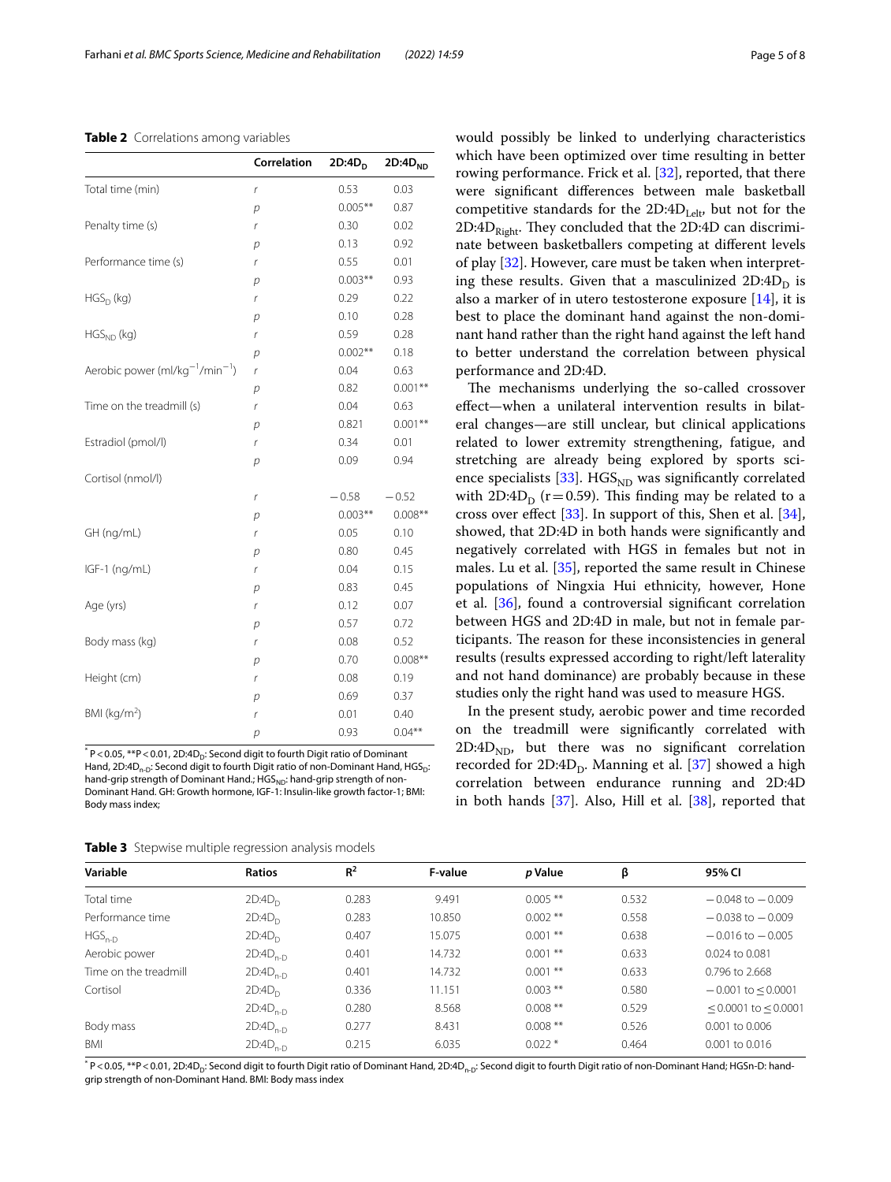**Table 2** Correlations among variables

| | Correlation | $2D{:}4D_D$ | $2D{:}4D_{ND}$ |
|---|---|---|---|
| Total time (min) | *r* | 0.53 | 0.03 |
| | *p* | 0.005** | 0.87 |
| Penalty time (s) | *r* | 0.30 | 0.02 |
| | *p* | 0.13 | 0.92 |
| Performance time (s) | *r* | 0.55 | 0.01 |
| | *p* | 0.003** | 0.93 |
| $HGS_D$ (kg) | *r* | 0.29 | 0.22 |
| | *p* | 0.10 | 0.28 |
| $HGS_{ND}$ (kg) | *r* | 0.59 | 0.28 |
| | *p* | 0.002** | 0.18 |
| Aerobic power ($ml/kg^{-1}/min^{-1}$) | *r* | 0.04 | 0.63 |
| | *p* | 0.82 | 0.001** |
| Time on the treadmill (s) | *r* | 0.04 | 0.63 |
| | *p* | 0.821 | 0.001** |
| Estradiol (pmol/l) | *r* | 0.34 | 0.01 |
| | *p* | 0.09 | 0.94 |
| Cortisol (nmol/l) | | | |
| | *r* | −0.58 | −0.52 |
| | *p* | 0.003** | 0.008** |
| GH (ng/mL) | *r* | 0.05 | 0.10 |
| | *p* | 0.80 | 0.45 |
| IGF-1 (ng/mL) | *r* | 0.04 | 0.15 |
| | *p* | 0.83 | 0.45 |
| Age (yrs) | *r* | 0.12 | 0.07 |
| | *p* | 0.57 | 0.72 |
| Body mass (kg) | *r* | 0.08 | 0.52 |
| | *p* | 0.70 | 0.008** |
| Height (cm) | *r* | 0.08 | 0.19 |
| | *p* | 0.69 | 0.37 |
| BMI ($kg/m^2$) | *r* | 0.01 | 0.40 |
| | *p* | 0.93 | 0.04** |

* $P < 0.05$, ** $P < 0.01$, $2D{:}4D_D$: Second digit to fourth Digit ratio of Dominant Hand, $2D{:}4D_{n\text{-}D}$: Second digit to fourth Digit ratio of non-Dominant Hand, $HGS_D$: hand-grip strength of Dominant Hand.; $HGS_{ND}$: hand-grip strength of non-Dominant Hand. GH: Growth hormone, IGF-1: Insulin-like growth factor-1; BMI: Body mass index;

would possibly be linked to underlying characteristics which have been optimized over time resulting in better rowing performance. Frick et al. [32], reported, that there were significant differences between male basketball competitive standards for the $2D{:}4D_{Left}$, but not for the $2D{:}4D_{Right}$. They concluded that the 2D:4D can discriminate between basketballers competing at different levels of play [32]. However, care must be taken when interpreting these results. Given that a masculinized $2D{:}4D_D$ is also a marker of in utero testosterone exposure [14], it is best to place the dominant hand against the non-dominant hand rather than the right hand against the left hand to better understand the correlation between physical performance and 2D:4D.

The mechanisms underlying the so-called crossover effect—when a unilateral intervention results in bilateral changes—are still unclear, but clinical applications related to lower extremity strengthening, fatigue, and stretching are already being explored by sports science specialists [33]. $HGS_{ND}$ was significantly correlated with $2D{:}4D_D$ ($r = 0.59$). This finding may be related to a cross over effect [33]. In support of this, Shen et al. [34], showed, that 2D:4D in both hands were significantly and negatively correlated with HGS in females but not in males. Lu et al. [35], reported the same result in Chinese populations of Ningxia Hui ethnicity, however, Hone et al. [36], found a controversial significant correlation between HGS and 2D:4D in male, but not in female participants. The reason for these inconsistencies in general results (results expressed according to right/left laterality and not hand dominance) are probably because in these studies only the right hand was used to measure HGS.

In the present study, aerobic power and time recorded on the treadmill were significantly correlated with $2D{:}4D_{ND}$, but there was no significant correlation recorded for $2D{:}4D_D$. Manning et al. [37] showed a high correlation between endurance running and 2D:4D in both hands [37]. Also, Hill et al. [38], reported that

**Table 3** Stepwise multiple regression analysis models

| Variable | Ratios | $R^2$ | F-value | *p* Value | β | 95% CI |
|---|---|---|---|---|---|---|
| Total time | $2D{:}4D_D$ | 0.283 | 9.491 | 0.005 ** | 0.532 | −0.048 to −0.009 |
| Performance time | $2D{:}4D_D$ | 0.283 | 10.850 | 0.002 ** | 0.558 | −0.038 to −0.009 |
| $HGS_{n\text{-}D}$ | $2D{:}4D_D$ | 0.407 | 15.075 | 0.001 ** | 0.638 | −0.016 to −0.005 |
| Aerobic power | $2D{:}4D_{n\text{-}D}$ | 0.401 | 14.732 | 0.001 ** | 0.633 | 0.024 to 0.081 |
| Time on the treadmill | $2D{:}4D_{n\text{-}D}$ | 0.401 | 14.732 | 0.001 ** | 0.633 | 0.796 to 2.668 |
| Cortisol | $2D{:}4D_D$ | 0.336 | 11.151 | 0.003 ** | 0.580 | −0.001 to ≤0.0001 |
| | $2D{:}4D_{n\text{-}D}$ | 0.280 | 8.568 | 0.008 ** | 0.529 | ≤0.0001 to ≤0.0001 |
| Body mass | $2D{:}4D_{n\text{-}D}$ | 0.277 | 8.431 | 0.008 ** | 0.526 | 0.001 to 0.006 |
| BMI | $2D{:}4D_{n\text{-}D}$ | 0.215 | 6.035 | 0.022 * | 0.464 | 0.001 to 0.016 |

* $P < 0.05$, ** $P < 0.01$, $2D{:}4D_D$: Second digit to fourth Digit ratio of Dominant Hand, $2D{:}4D_{n\text{-}D}$: Second digit to fourth Digit ratio of non-Dominant Hand; HGSn-D: hand-grip strength of non-Dominant Hand. BMI: Body mass index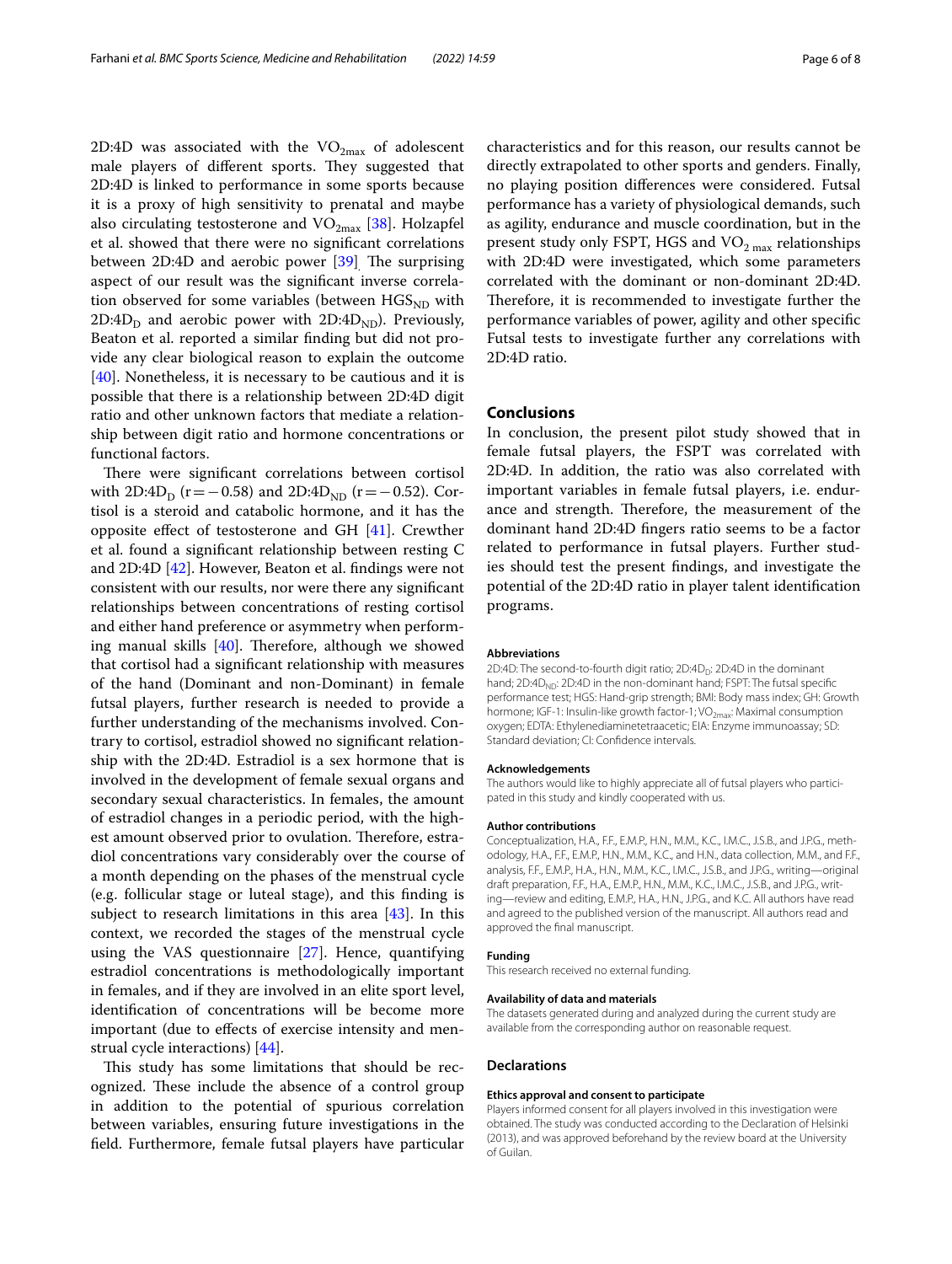2D:4D was associated with the $VO_{2max}$ of adolescent male players of different sports. They suggested that 2D:4D is linked to performance in some sports because it is a proxy of high sensitivity to prenatal and maybe also circulating testosterone and $VO_{2max}$ [38]. Holzapfel et al. showed that there were no significant correlations between 2D:4D and aerobic power [39]. The surprising aspect of our result was the significant inverse correlation observed for some variables (between $HGS_{ND}$ with $2D:4D_{D}$ and aerobic power with $2D:4D_{ND}$). Previously, Beaton et al. reported a similar finding but did not provide any clear biological reason to explain the outcome [40]. Nonetheless, it is necessary to be cautious and it is possible that there is a relationship between 2D:4D digit ratio and other unknown factors that mediate a relationship between digit ratio and hormone concentrations or functional factors.

There were significant correlations between cortisol with $2D:4D_{D}$ ($r = -0.58$) and $2D:4D_{ND}$ ($r = -0.52$). Cortisol is a steroid and catabolic hormone, and it has the opposite effect of testosterone and GH [41]. Crewther et al. found a significant relationship between resting C and 2D:4D [42]. However, Beaton et al. findings were not consistent with our results, nor were there any significant relationships between concentrations of resting cortisol and either hand preference or asymmetry when performing manual skills [40]. Therefore, although we showed that cortisol had a significant relationship with measures of the hand (Dominant and non-Dominant) in female futsal players, further research is needed to provide a further understanding of the mechanisms involved. Contrary to cortisol, estradiol showed no significant relationship with the 2D:4D. Estradiol is a sex hormone that is involved in the development of female sexual organs and secondary sexual characteristics. In females, the amount of estradiol changes in a periodic period, with the highest amount observed prior to ovulation. Therefore, estradiol concentrations vary considerably over the course of a month depending on the phases of the menstrual cycle (e.g. follicular stage or luteal stage), and this finding is subject to research limitations in this area [43]. In this context, we recorded the stages of the menstrual cycle using the VAS questionnaire [27]. Hence, quantifying estradiol concentrations is methodologically important in females, and if they are involved in an elite sport level, identification of concentrations will be become more important (due to effects of exercise intensity and menstrual cycle interactions) [44].

This study has some limitations that should be recognized. These include the absence of a control group in addition to the potential of spurious correlation between variables, ensuring future investigations in the field. Furthermore, female futsal players have particular characteristics and for this reason, our results cannot be directly extrapolated to other sports and genders. Finally, no playing position differences were considered. Futsal performance has a variety of physiological demands, such as agility, endurance and muscle coordination, but in the present study only FSPT, HGS and $VO_{2\,max}$ relationships with 2D:4D were investigated, which some parameters correlated with the dominant or non-dominant 2D:4D. Therefore, it is recommended to investigate further the performance variables of power, agility and other specific Futsal tests to investigate further any correlations with 2D:4D ratio.

## Conclusions

In conclusion, the present pilot study showed that in female futsal players, the FSPT was correlated with 2D:4D. In addition, the ratio was also correlated with important variables in female futsal players, i.e. endurance and strength. Therefore, the measurement of the dominant hand 2D:4D fingers ratio seems to be a factor related to performance in futsal players. Further studies should test the present findings, and investigate the potential of the 2D:4D ratio in player talent identification programs.

#### Abbreviations

2D:4D: The second-to-fourth digit ratio; $2D:4D_{D}$: 2D:4D in the dominant hand; $2D:4D_{ND}$: 2D:4D in the non-dominant hand; FSPT: The futsal specific performance test; HGS: Hand-grip strength; BMI: Body mass index; GH: Growth hormone; IGF-1: Insulin-like growth factor-1; $VO_{2max}$: Maximal consumption oxygen; EDTA: Ethylenediaminetetraacetic; EIA: Enzyme immunoassay; SD: Standard deviation; CI: Confidence intervals.

#### Acknowledgements

The authors would like to highly appreciate all of futsal players who participated in this study and kindly cooperated with us.

#### Author contributions

Conceptualization, H.A., F.F., E.M.P., H.N., M.M., K.C., I.M.C., J.S.B., and J.P.G., methodology, H.A., F.F., E.M.P., H.N., M.M., K.C., and H.N., data collection, M.M., and F.F., analysis, F.F., E.M.P., H.A., H.N., M.M., K.C., I.M.C., J.S.B., and J.P.G., writing—original draft preparation, F.F., H.A., E.M.P., H.N., M.M., K.C., I.M.C., J.S.B., and J.P.G., writing—review and editing, E.M.P., H.A., H.N., J.P.G., and K.C. All authors have read and agreed to the published version of the manuscript. All authors read and approved the final manuscript.

#### Funding

This research received no external funding.

#### Availability of data and materials

The datasets generated during and analyzed during the current study are available from the corresponding author on reasonable request.

## Declarations

#### Ethics approval and consent to participate

Players informed consent for all players involved in this investigation were obtained. The study was conducted according to the Declaration of Helsinki (2013), and was approved beforehand by the review board at the University of Guilan.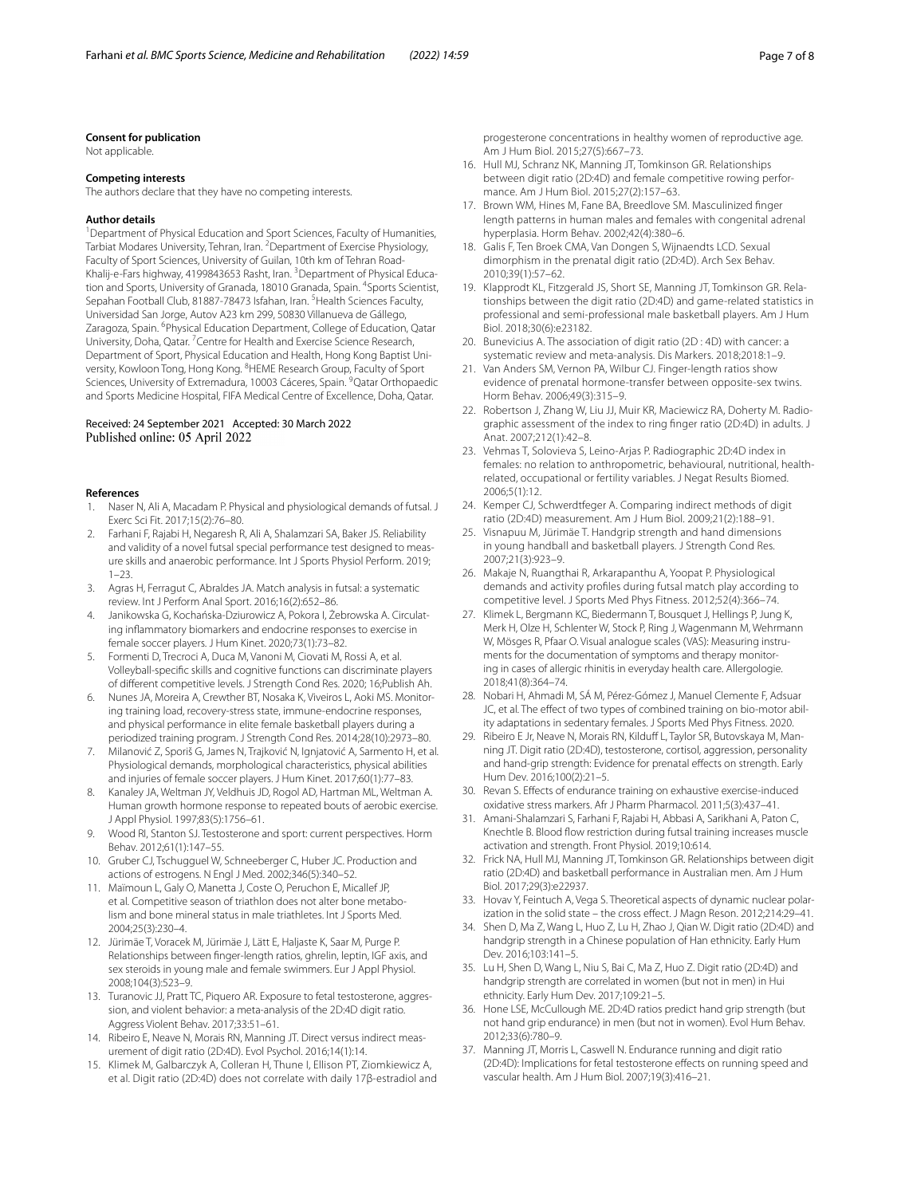#### Consent for publication

Not applicable.

#### Competing interests

The authors declare that they have no competing interests.

#### Author details

[1]Department of Physical Education and Sport Sciences, Faculty of Humanities, Tarbiat Modares University, Tehran, Iran. [2]Department of Exercise Physiology, Faculty of Sport Sciences, University of Guilan, 10th km of Tehran Road-Khalij-e-Fars highway, 4199843653 Rasht, Iran. [3]Department of Physical Education and Sports, University of Granada, 18010 Granada, Spain. [4]Sports Scientist, Sepahan Football Club, 81887-78473 Isfahan, Iran. [5]Health Sciences Faculty, Universidad San Jorge, Autov A23 km 299, 50830 Villanueva de Gállego, Zaragoza, Spain. [6]Physical Education Department, College of Education, Qatar University, Doha, Qatar. [7]Centre for Health and Exercise Science Research, Department of Sport, Physical Education and Health, Hong Kong Baptist University, Kowloon Tong, Hong Kong. [8]HEME Research Group, Faculty of Sport Sciences, University of Extremadura, 10003 Cáceres, Spain. [9]Qatar Orthopaedic and Sports Medicine Hospital, FIFA Medical Centre of Excellence, Doha, Qatar.

Received: 24 September 2021 Accepted: 30 March 2022
Published online: 05 April 2022

#### References

1. Naser N, Ali A, Macadam P. Physical and physiological demands of futsal. J Exerc Sci Fit. 2017;15(2):76–80.
2. Farhani F, Rajabi H, Negaresh R, Ali A, Shalamzari SA, Baker JS. Reliability and validity of a novel futsal special performance test designed to measure skills and anaerobic performance. Int J Sports Physiol Perform. 2019; 1–23.
3. Agras H, Ferragut C, Abraldes JA. Match analysis in futsal: a systematic review. Int J Perform Anal Sport. 2016;16(2):652–86.
4. Janikowska G, Kochańska-Dziurowicz A, Pokora I, Żebrowska A. Circulating inflammatory biomarkers and endocrine responses to exercise in female soccer players. J Hum Kinet. 2020;73(1):73–82.
5. Formenti D, Trecroci A, Duca M, Vanoni M, Ciovati M, Rossi A, et al. Volleyball-specific skills and cognitive functions can discriminate players of different competitive levels. J Strength Cond Res. 2020; 16;Publish Ah.
6. Nunes JA, Moreira A, Crewther BT, Nosaka K, Viveiros L, Aoki MS. Monitoring training load, recovery-stress state, immune-endocrine responses, and physical performance in elite female basketball players during a periodized training program. J Strength Cond Res. 2014;28(10):2973–80.
7. Milanović Z, Sporiš G, James N, Trajković N, Ignjatović A, Sarmento H, et al. Physiological demands, morphological characteristics, physical abilities and injuries of female soccer players. J Hum Kinet. 2017;60(1):77–83.
8. Kanaley JA, Weltman JY, Veldhuis JD, Rogol AD, Hartman ML, Weltman A. Human growth hormone response to repeated bouts of aerobic exercise. J Appl Physiol. 1997;83(5):1756–61.
9. Wood RI, Stanton SJ. Testosterone and sport: current perspectives. Horm Behav. 2012;61(1):147–55.
10. Gruber CJ, Tschugguel W, Schneeberger C, Huber JC. Production and actions of estrogens. N Engl J Med. 2002;346(5):340–52.
11. Maïmoun L, Galy O, Manetta J, Coste O, Peruchon E, Micallef JP, et al. Competitive season of triathlon does not alter bone metabolism and bone mineral status in male triathletes. Int J Sports Med. 2004;25(3):230–4.
12. Jürimäe T, Voracek M, Jürimäe J, Lätt E, Haljaste K, Saar M, Purge P. Relationships between finger-length ratios, ghrelin, leptin, IGF axis, and sex steroids in young male and female swimmers. Eur J Appl Physiol. 2008;104(3):523–9.
13. Turanovic JJ, Pratt TC, Piquero AR. Exposure to fetal testosterone, aggression, and violent behavior: a meta-analysis of the 2D:4D digit ratio. Aggress Violent Behav. 2017;33:51–61.
14. Ribeiro E, Neave N, Morais RN, Manning JT. Direct versus indirect measurement of digit ratio (2D:4D). Evol Psychol. 2016;14(1):14.
15. Klimek M, Galbarczyk A, Colleran H, Thune I, Ellison PT, Ziomkiewicz A, et al. Digit ratio (2D:4D) does not correlate with daily 17β-estradiol and progesterone concentrations in healthy women of reproductive age. Am J Hum Biol. 2015;27(5):667–73.
16. Hull MJ, Schranz NK, Manning JT, Tomkinson GR. Relationships between digit ratio (2D:4D) and female competitive rowing performance. Am J Hum Biol. 2015;27(2):157–63.
17. Brown WM, Hines M, Fane BA, Breedlove SM. Masculinized finger length patterns in human males and females with congenital adrenal hyperplasia. Horm Behav. 2002;42(4):380–6.
18. Galis F, Ten Broek CMA, Van Dongen S, Wijnaendts LCD. Sexual dimorphism in the prenatal digit ratio (2D:4D). Arch Sex Behav. 2010;39(1):57–62.
19. Klapprodt KL, Fitzgerald JS, Short SE, Manning JT, Tomkinson GR. Relationships between the digit ratio (2D:4D) and game-related statistics in professional and semi-professional male basketball players. Am J Hum Biol. 2018;30(6):e23182.
20. Bunevicius A. The association of digit ratio (2D : 4D) with cancer: a systematic review and meta-analysis. Dis Markers. 2018;2018:1–9.
21. Van Anders SM, Vernon PA, Wilbur CJ. Finger-length ratios show evidence of prenatal hormone-transfer between opposite-sex twins. Horm Behav. 2006;49(3):315–9.
22. Robertson J, Zhang W, Liu JJ, Muir KR, Maciewicz RA, Doherty M. Radiographic assessment of the index to ring finger ratio (2D:4D) in adults. J Anat. 2007;212(1):42–8.
23. Vehmas T, Solovieva S, Leino-Arjas P. Radiographic 2D:4D index in females: no relation to anthropometric, behavioural, nutritional, health-related, occupational or fertility variables. J Negat Results Biomed. 2006;5(1):12.
24. Kemper CJ, Schwerdtfeger A. Comparing indirect methods of digit ratio (2D:4D) measurement. Am J Hum Biol. 2009;21(2):188–91.
25. Visnapuu M, Jürimäe T. Handgrip strength and hand dimensions in young handball and basketball players. J Strength Cond Res. 2007;21(3):923–9.
26. Makaje N, Ruangthai R, Arkarapanthu A, Yoopat P. Physiological demands and activity profiles during futsal match play according to competitive level. J Sports Med Phys Fitness. 2012;52(4):366–74.
27. Klimek L, Bergmann KC, Biedermann T, Bousquet J, Hellings P, Jung K, Merk H, Olze H, Schlenter W, Stock P, Ring J, Wagenmann M, Wehrmann W, Mösges R, Pfaar O. Visual analogue scales (VAS): Measuring instruments for the documentation of symptoms and therapy monitoring in cases of allergic rhinitis in everyday health care. Allergologie. 2018;41(8):364–74.
28. Nobari H, Ahmadi M, SÁ M, Pérez-Gómez J, Manuel Clemente F, Adsuar JC, et al. The effect of two types of combined training on bio-motor ability adaptations in sedentary females. J Sports Med Phys Fitness. 2020.
29. Ribeiro E Jr, Neave N, Morais RN, Kilduff L, Taylor SR, Butovskaya M, Manning JT. Digit ratio (2D:4D), testosterone, cortisol, aggression, personality and hand-grip strength: Evidence for prenatal effects on strength. Early Hum Dev. 2016;100(2):21–5.
30. Revan S. Effects of endurance training on exhaustive exercise-induced oxidative stress markers. Afr J Pharm Pharmacol. 2011;5(3):437–41.
31. Amani-Shalamzari S, Farhani F, Rajabi H, Abbasi A, Sarikhani A, Paton C, Knechtle B. Blood flow restriction during futsal training increases muscle activation and strength. Front Physiol. 2019;10:614.
32. Frick NA, Hull MJ, Manning JT, Tomkinson GR. Relationships between digit ratio (2D:4D) and basketball performance in Australian men. Am J Hum Biol. 2017;29(3):e22937.
33. Hovav Y, Feintuch A, Vega S. Theoretical aspects of dynamic nuclear polarization in the solid state – the cross effect. J Magn Reson. 2012;214:29–41.
34. Shen D, Ma Z, Wang L, Huo Z, Lu H, Zhao J, Qian W. Digit ratio (2D:4D) and handgrip strength in a Chinese population of Han ethnicity. Early Hum Dev. 2016;103:141–5.
35. Lu H, Shen D, Wang L, Niu S, Bai C, Ma Z, Huo Z. Digit ratio (2D:4D) and handgrip strength are correlated in women (but not in men) in Hui ethnicity. Early Hum Dev. 2017;109:21–5.
36. Hone LSE, McCullough ME. 2D:4D ratios predict hand grip strength (but not hand grip endurance) in men (but not in women). Evol Hum Behav. 2012;33(6):780–9.
37. Manning JT, Morris L, Caswell N. Endurance running and digit ratio (2D:4D): Implications for fetal testosterone effects on running speed and vascular health. Am J Hum Biol. 2007;19(3):416–21.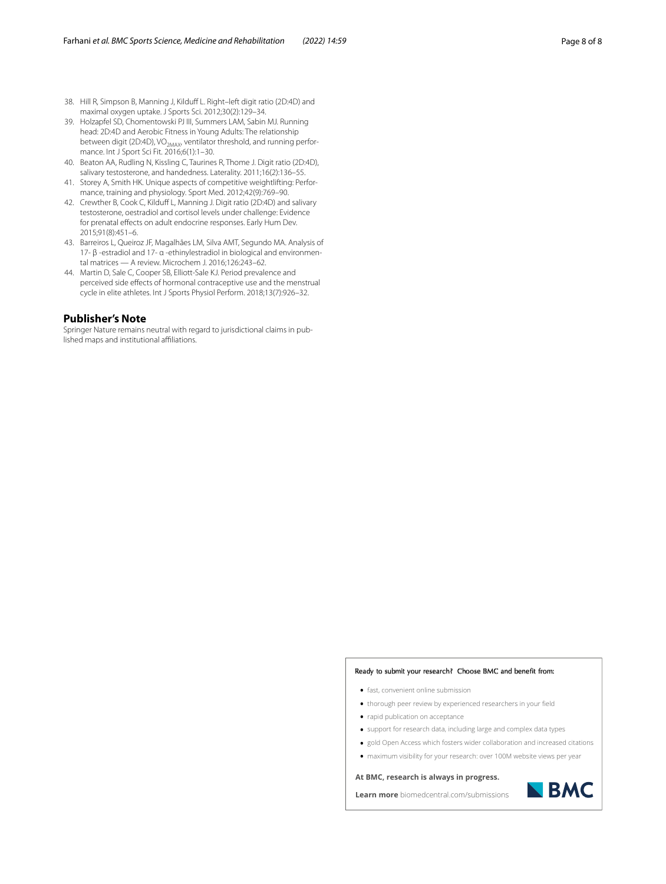38. Hill R, Simpson B, Manning J, Kilduff L. Right–left digit ratio (2D:4D) and maximal oxygen uptake. J Sports Sci. 2012;30(2):129–34.
39. Holzapfel SD, Chomentowski PJ III, Summers LAM, Sabin MJ. Running head: 2D:4D and Aerobic Fitness in Young Adults: The relationship between digit (2D:4D), $VO_{2MAX}$, ventilator threshold, and running performance. Int J Sport Sci Fit. 2016;6(1):1–30.
40. Beaton AA, Rudling N, Kissling C, Taurines R, Thome J. Digit ratio (2D:4D), salivary testosterone, and handedness. Laterality. 2011;16(2):136–55.
41. Storey A, Smith HK. Unique aspects of competitive weightlifting: Performance, training and physiology. Sport Med. 2012;42(9):769–90.
42. Crewther B, Cook C, Kilduff L, Manning J. Digit ratio (2D:4D) and salivary testosterone, oestradiol and cortisol levels under challenge: Evidence for prenatal effects on adult endocrine responses. Early Hum Dev. 2015;91(8):451–6.
43. Barreiros L, Queiroz JF, Magalhães LM, Silva AMT, Segundo MA. Analysis of 17- β -estradiol and 17- α -ethinylestradiol in biological and environmental matrices — A review. Microchem J. 2016;126:243–62.
44. Martin D, Sale C, Cooper SB, Elliott-Sale KJ. Period prevalence and perceived side effects of hormonal contraceptive use and the menstrual cycle in elite athletes. Int J Sports Physiol Perform. 2018;13(7):926–32.

## Publisher's Note

Springer Nature remains neutral with regard to jurisdictional claims in published maps and institutional affiliations.

Ready to submit your research? Choose BMC and benefit from:

- fast, convenient online submission
- thorough peer review by experienced researchers in your field
- rapid publication on acceptance
- support for research data, including large and complex data types
- gold Open Access which fosters wider collaboration and increased citations
- maximum visibility for your research: over 100M website views per year

**At BMC, research is always in progress.**

**Learn more** biomedcentral.com/submissions

BMC